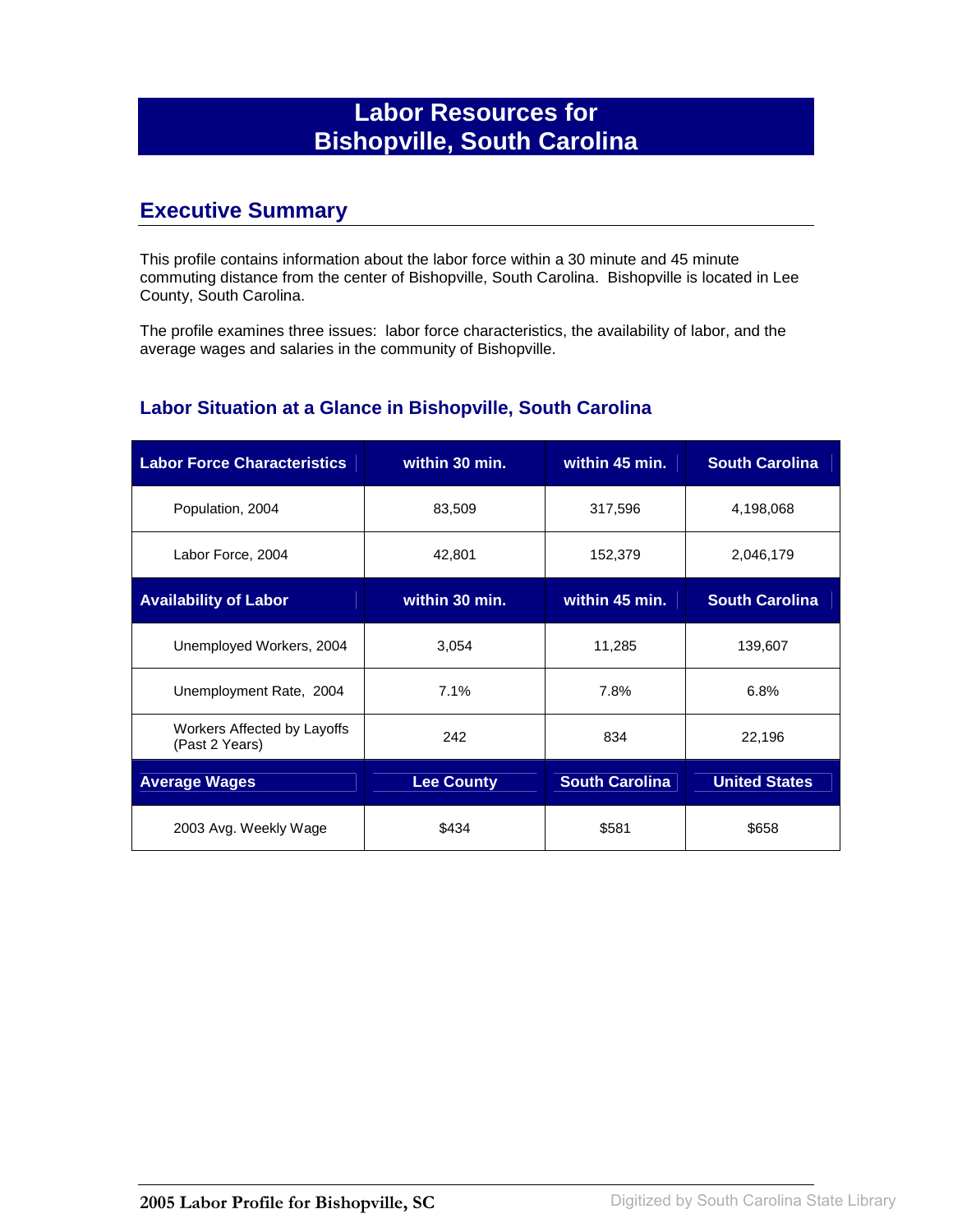# Labor Resources for Bishopville, South Carolina

## Executive Summary

This profile contains information about the labor force within a 30 minute and 45 minute commuting distance from the center of Bishopville, South Carolina. Bishopville is located in Lee County, South Carolina.

The profile examines three issues: labor force characteristics, the availability of labor, and the average wages and salaries in the community of Bishopville.

### Labor Situation at a Glance in Bishopville, South Carolina

| Labor Force Characteristics | within 30 min. | within 45 min. | South Carolina |
|---|---|---|---|
| Population, 2004 | 83,509 | 317,596 | 4,198,068 |
| Labor Force, 2004 | 42,801 | 152,379 | 2,046,179 |
| **Availability of Labor** | **within 30 min.** | **within 45 min.** | **South Carolina** |
| Unemployed Workers, 2004 | 3,054 | 11,285 | 139,607 |
| Unemployment Rate, 2004 | 7.1% | 7.8% | 6.8% |
| Workers Affected by Layoffs (Past 2 Years) | 242 | 834 | 22,196 |
| **Average Wages** | **Lee County** | **South Carolina** | **United States** |
| 2003 Avg. Weekly Wage | $434 | $581 | $658 |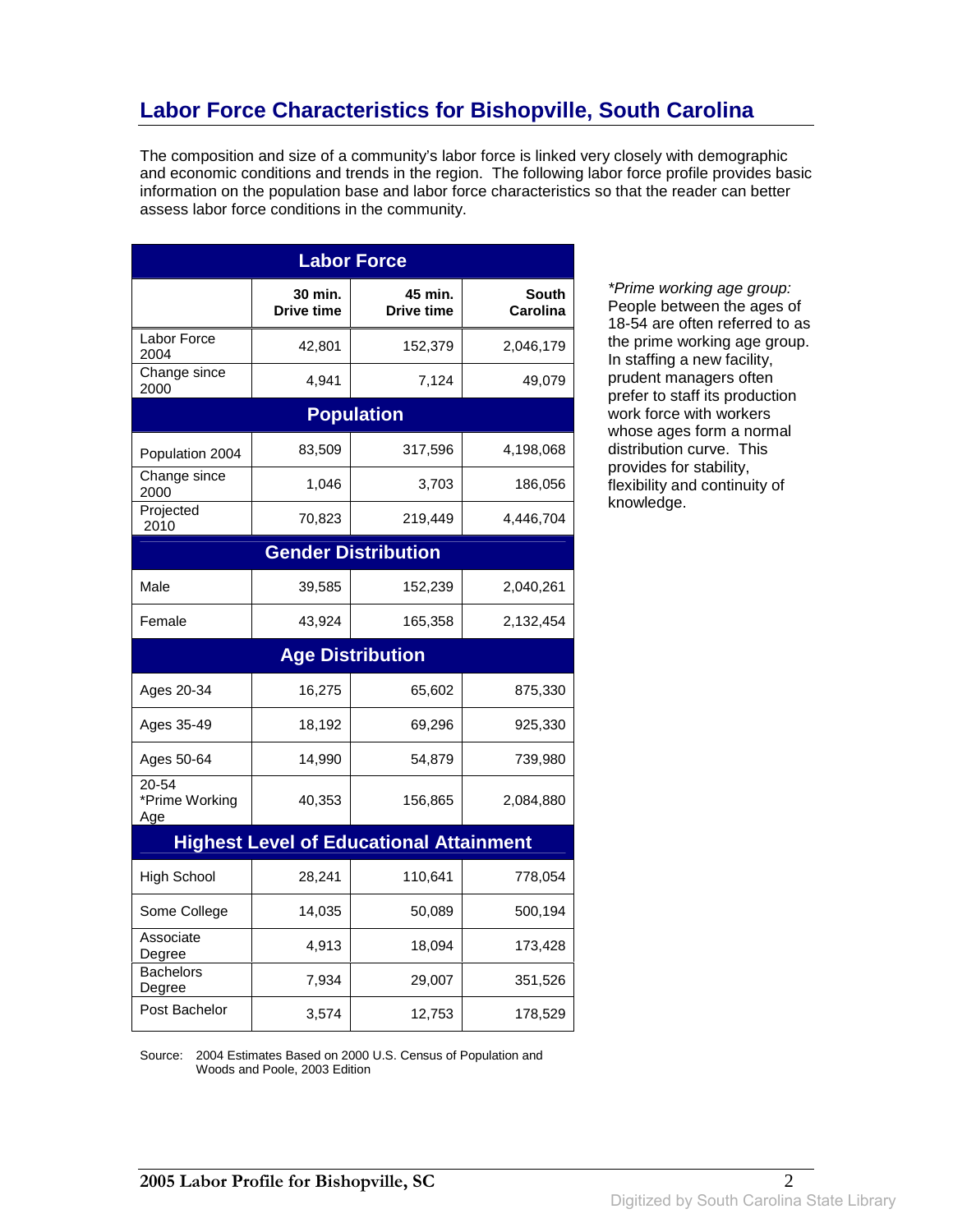# Labor Force Characteristics for Bishopville, South Carolina

The composition and size of a community's labor force is linked very closely with demographic and economic conditions and trends in the region. The following labor force profile provides basic information on the population base and labor force characteristics so that the reader can better assess labor force conditions in the community.

| | 30 min. Drive time | 45 min. Drive time | South Carolina |
|---|---|---|---|
| **Labor Force** | | | |
| Labor Force 2004 | 42,801 | 152,379 | 2,046,179 |
| Change since 2000 | 4,941 | 7,124 | 49,079 |
| **Population** | | | |
| Population 2004 | 83,509 | 317,596 | 4,198,068 |
| Change since 2000 | 1,046 | 3,703 | 186,056 |
| Projected 2010 | 70,823 | 219,449 | 4,446,704 |
| **Gender Distribution** | | | |
| Male | 39,585 | 152,239 | 2,040,261 |
| Female | 43,924 | 165,358 | 2,132,454 |
| **Age Distribution** | | | |
| Ages 20-34 | 16,275 | 65,602 | 875,330 |
| Ages 35-49 | 18,192 | 69,296 | 925,330 |
| Ages 50-64 | 14,990 | 54,879 | 739,980 |
| 20-54 *Prime Working Age | 40,353 | 156,865 | 2,084,880 |
| **Highest Level of Educational Attainment** | | | |
| High School | 28,241 | 110,641 | 778,054 |
| Some College | 14,035 | 50,089 | 500,194 |
| Associate Degree | 4,913 | 18,094 | 173,428 |
| Bachelors Degree | 7,934 | 29,007 | 351,526 |
| Post Bachelor | 3,574 | 12,753 | 178,529 |

*\*Prime working age group:* People between the ages of 18-54 are often referred to as the prime working age group. In staffing a new facility, prudent managers often prefer to staff its production work force with workers whose ages form a normal distribution curve. This provides for stability, flexibility and continuity of knowledge.

Source: 2004 Estimates Based on 2000 U.S. Census of Population and Woods and Poole, 2003 Edition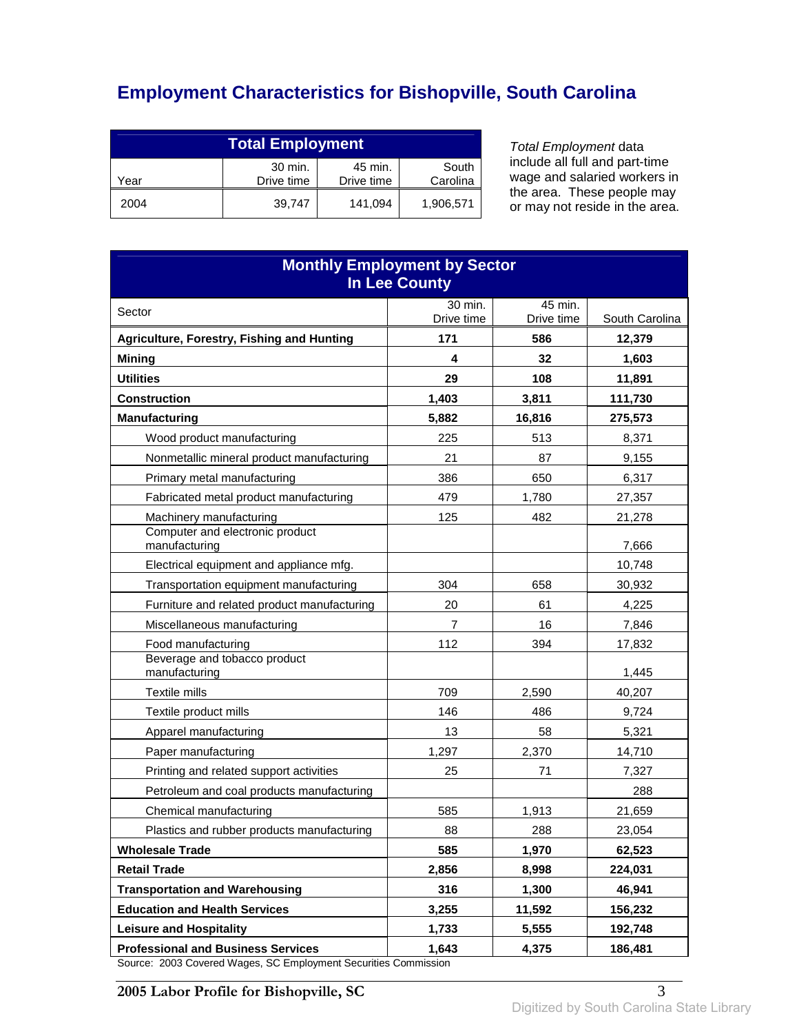# Employment Characteristics for Bishopville, South Carolina

| Total Employment | | | |
|---|---|---|---|
| Year | 30 min. Drive time | 45 min. Drive time | South Carolina |
| 2004 | 39,747 | 141,094 | 1,906,571 |

*Total Employment* data include all full and part-time wage and salaried workers in the area. These people may or may not reside in the area.

| Monthly Employment by Sector In Lee County | | | |
|---|---|---|---|
| Sector | 30 min. Drive time | 45 min. Drive time | South Carolina |
| **Agriculture, Forestry, Fishing and Hunting** | **171** | **586** | **12,379** |
| **Mining** | **4** | **32** | **1,603** |
| **Utilities** | **29** | **108** | **11,891** |
| **Construction** | **1,403** | **3,811** | **111,730** |
| **Manufacturing** | **5,882** | **16,816** | **275,573** |
| Wood product manufacturing | 225 | 513 | 8,371 |
| Nonmetallic mineral product manufacturing | 21 | 87 | 9,155 |
| Primary metal manufacturing | 386 | 650 | 6,317 |
| Fabricated metal product manufacturing | 479 | 1,780 | 27,357 |
| Machinery manufacturing | 125 | 482 | 21,278 |
| Computer and electronic product manufacturing | | | 7,666 |
| Electrical equipment and appliance mfg. | | | 10,748 |
| Transportation equipment manufacturing | 304 | 658 | 30,932 |
| Furniture and related product manufacturing | 20 | 61 | 4,225 |
| Miscellaneous manufacturing | 7 | 16 | 7,846 |
| Food manufacturing | 112 | 394 | 17,832 |
| Beverage and tobacco product manufacturing | | | 1,445 |
| Textile mills | 709 | 2,590 | 40,207 |
| Textile product mills | 146 | 486 | 9,724 |
| Apparel manufacturing | 13 | 58 | 5,321 |
| Paper manufacturing | 1,297 | 2,370 | 14,710 |
| Printing and related support activities | 25 | 71 | 7,327 |
| Petroleum and coal products manufacturing | | | 288 |
| Chemical manufacturing | 585 | 1,913 | 21,659 |
| Plastics and rubber products manufacturing | 88 | 288 | 23,054 |
| **Wholesale Trade** | **585** | **1,970** | **62,523** |
| **Retail Trade** | **2,856** | **8,998** | **224,031** |
| **Transportation and Warehousing** | **316** | **1,300** | **46,941** |
| **Education and Health Services** | **3,255** | **11,592** | **156,232** |
| **Leisure and Hospitality** | **1,733** | **5,555** | **192,748** |
| **Professional and Business Services** | **1,643** | **4,375** | **186,481** |

Source: 2003 Covered Wages, SC Employment Securities Commission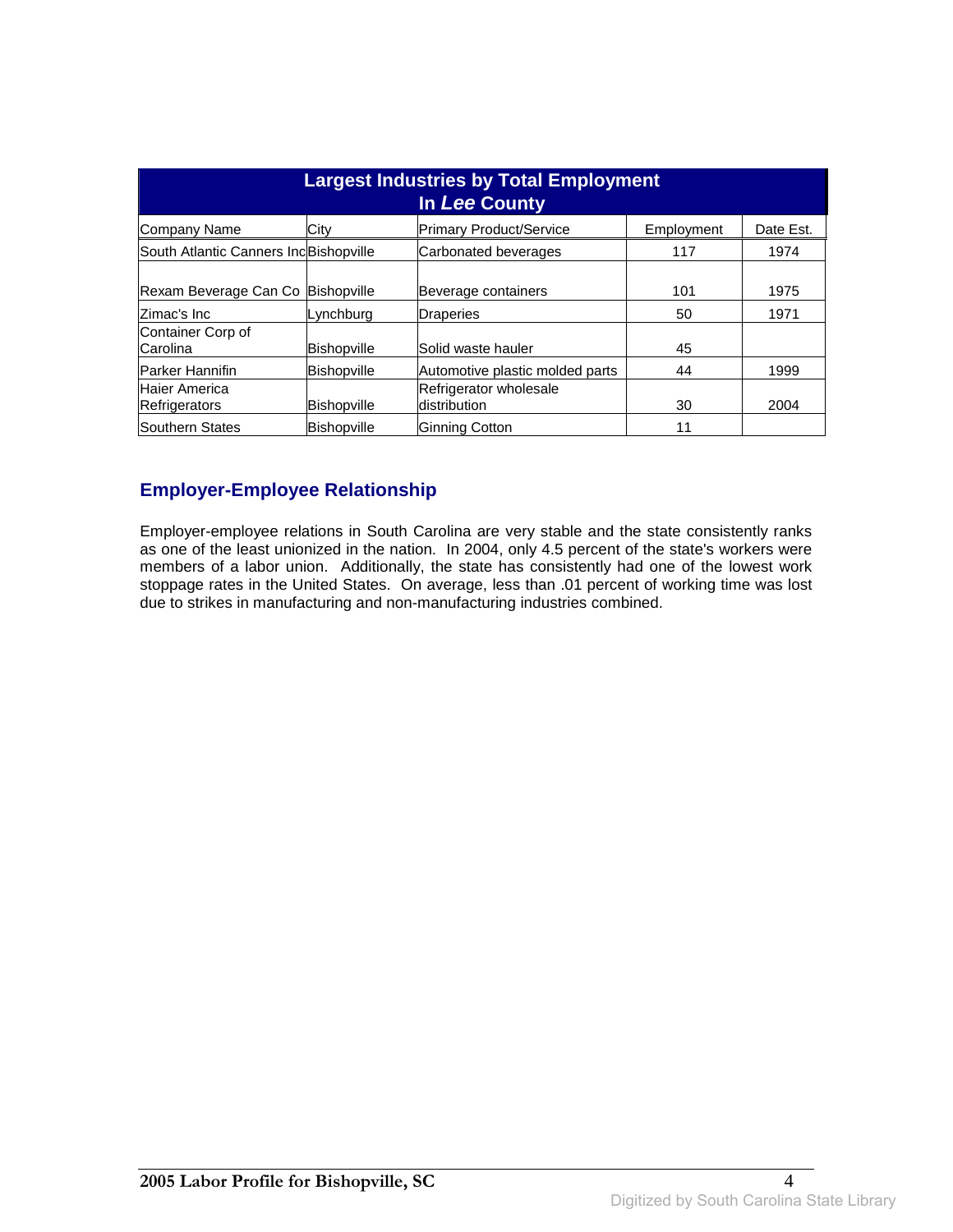## Largest Industries by Total Employment In *Lee* County

| Company Name | City | Primary Product/Service | Employment | Date Est. |
|---|---|---|---|---|
| South Atlantic Canners Inc | Bishopville | Carbonated beverages | 117 | 1974 |
| Rexam Beverage Can Co | Bishopville | Beverage containers | 101 | 1975 |
| Zimac's Inc | Lynchburg | Draperies | 50 | 1971 |
| Container Corp of Carolina | Bishopville | Solid waste hauler | 45 | |
| Parker Hannifin | Bishopville | Automotive plastic molded parts | 44 | 1999 |
| Haier America Refrigerators | Bishopville | Refrigerator wholesale distribution | 30 | 2004 |
| Southern States | Bishopville | Ginning Cotton | 11 | |

## Employer-Employee Relationship

Employer-employee relations in South Carolina are very stable and the state consistently ranks as one of the least unionized in the nation. In 2004, only 4.5 percent of the state's workers were members of a labor union. Additionally, the state has consistently had one of the lowest work stoppage rates in the United States. On average, less than .01 percent of working time was lost due to strikes in manufacturing and non-manufacturing industries combined.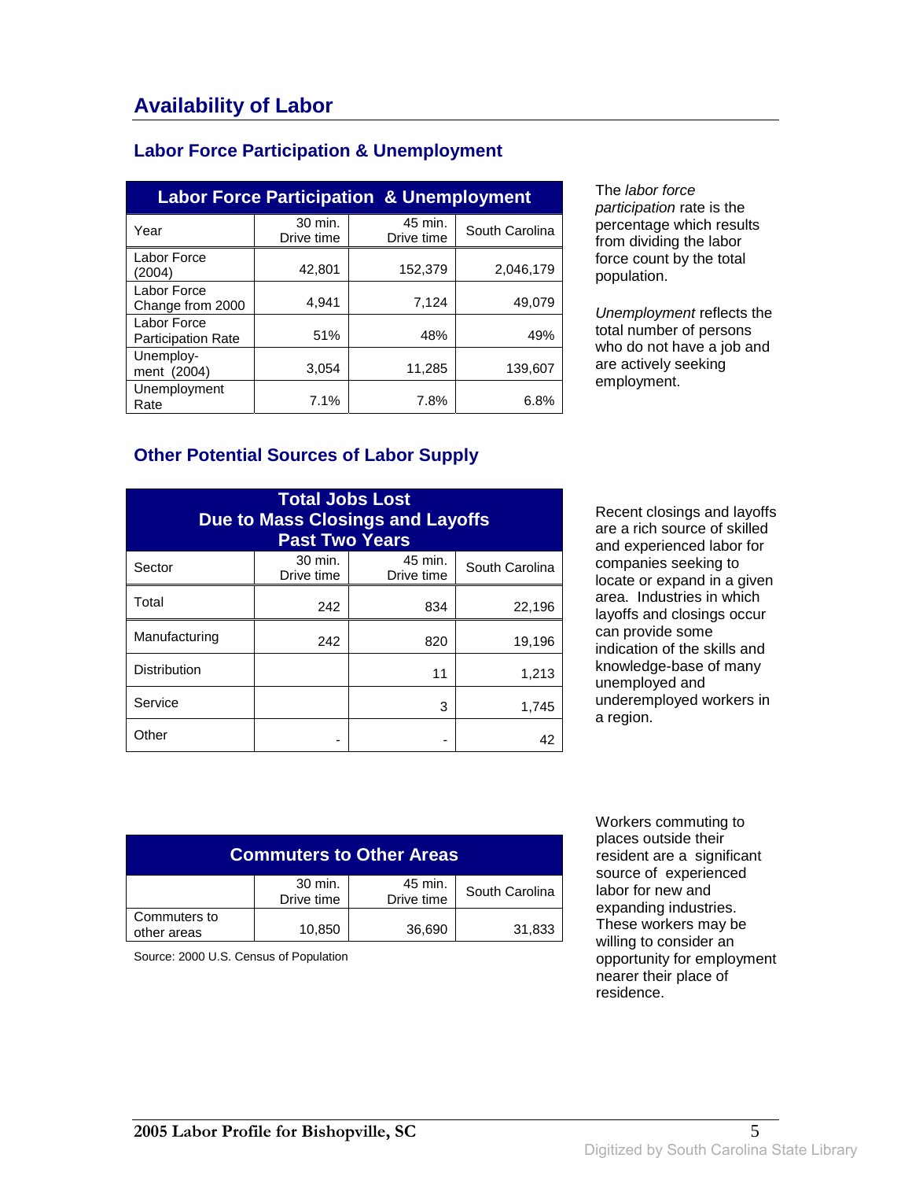## Availability of Labor

### Labor Force Participation & Unemployment

| Labor Force Participation & Unemployment | | | |
|---|---|---|---|
| Year | 30 min. Drive time | 45 min. Drive time | South Carolina |
| Labor Force (2004) | 42,801 | 152,379 | 2,046,179 |
| Labor Force Change from 2000 | 4,941 | 7,124 | 49,079 |
| Labor Force Participation Rate | 51% | 48% | 49% |
| Unemploy-ment (2004) | 3,054 | 11,285 | 139,607 |
| Unemployment Rate | 7.1% | 7.8% | 6.8% |

The *labor force participation* rate is the percentage which results from dividing the labor force count by the total population.

*Unemployment* reflects the total number of persons who do not have a job and are actively seeking employment.

### Other Potential Sources of Labor Supply

| Total Jobs Lost Due to Mass Closings and Layoffs Past Two Years | | | |
|---|---|---|---|
| Sector | 30 min. Drive time | 45 min. Drive time | South Carolina |
| Total | 242 | 834 | 22,196 |
| Manufacturing | 242 | 820 | 19,196 |
| Distribution | | 11 | 1,213 |
| Service | | 3 | 1,745 |
| Other | - | - | 42 |

Recent closings and layoffs are a rich source of skilled and experienced labor for companies seeking to locate or expand in a given area. Industries in which layoffs and closings occur can provide some indication of the skills and knowledge-base of many unemployed and underemployed workers in a region.

| Commuters to Other Areas | | | |
|---|---|---|---|
| | 30 min. Drive time | 45 min. Drive time | South Carolina |
| Commuters to other areas | 10,850 | 36,690 | 31,833 |

Source: 2000 U.S. Census of Population

Workers commuting to places outside their resident are a significant source of experienced labor for new and expanding industries. These workers may be willing to consider an opportunity for employment nearer their place of residence.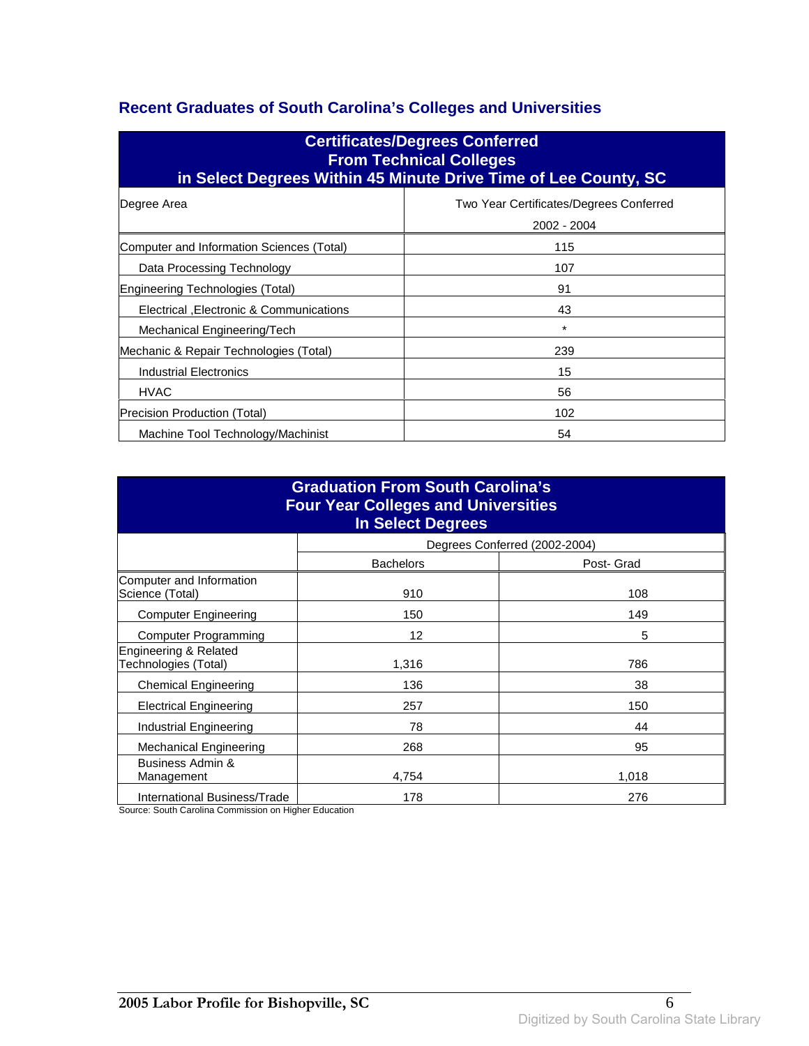## Recent Graduates of South Carolina's Colleges and Universities

| Certificates/Degrees Conferred From Technical Colleges in Select Degrees Within 45 Minute Drive Time of Lee County, SC | |
|---|---|
| Degree Area | Two Year Certificates/Degrees Conferred 2002 - 2004 |
| Computer and Information Sciences (Total) | 115 |
| Data Processing Technology | 107 |
| Engineering Technologies (Total) | 91 |
| Electrical ,Electronic & Communications | 43 |
| Mechanical Engineering/Tech | * |
| Mechanic & Repair Technologies (Total) | 239 |
| Industrial Electronics | 15 |
| HVAC | 56 |
| Precision Production (Total) | 102 |
| Machine Tool Technology/Machinist | 54 |

| Graduation From South Carolina's Four Year Colleges and Universities In Select Degrees | | |
|---|---|---|
| | Degrees Conferred (2002-2004) | |
| | Bachelors | Post- Grad |
| Computer and Information Science (Total) | 910 | 108 |
| Computer Engineering | 150 | 149 |
| Computer Programming | 12 | 5 |
| Engineering & Related Technologies (Total) | 1,316 | 786 |
| Chemical Engineering | 136 | 38 |
| Electrical Engineering | 257 | 150 |
| Industrial Engineering | 78 | 44 |
| Mechanical Engineering | 268 | 95 |
| Business Admin & Management | 4,754 | 1,018 |
| International Business/Trade | 178 | 276 |

Source: South Carolina Commission on Higher Education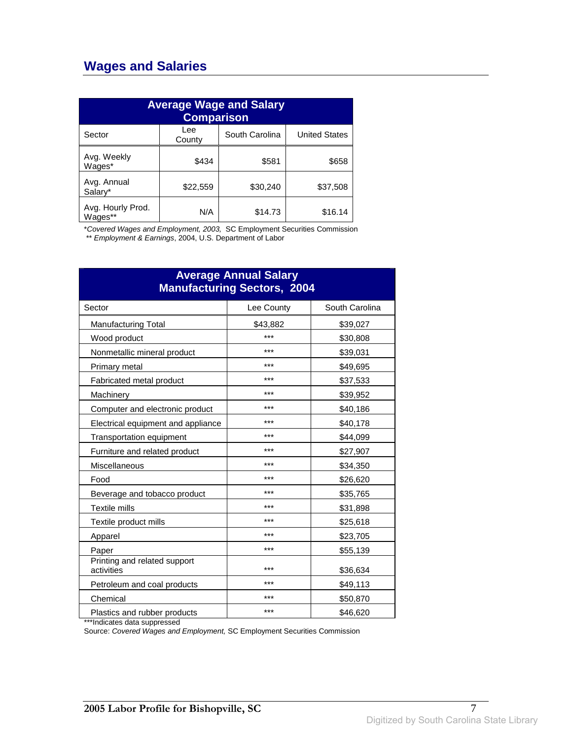## Wages and Salaries

| Average Wage and Salary Comparison | | | |
|---|---|---|---|
| Sector | Lee County | South Carolina | United States |
| Avg. Weekly Wages* | $434 | $581 | $658 |
| Avg. Annual Salary* | $22,559 | $30,240 | $37,508 |
| Avg. Hourly Prod. Wages** | N/A | $14.73 | $16.14 |

*Covered Wages and Employment, 2003,* SC Employment Securities Commission
** *Employment & Earnings*, 2004, U.S. Department of Labor

| Average Annual Salary Manufacturing Sectors, 2004 | | |
|---|---|---|
| Sector | Lee County | South Carolina |
| Manufacturing Total | $43,882 | $39,027 |
| Wood product | *** | $30,808 |
| Nonmetallic mineral product | *** | $39,031 |
| Primary metal | *** | $49,695 |
| Fabricated metal product | *** | $37,533 |
| Machinery | *** | $39,952 |
| Computer and electronic product | *** | $40,186 |
| Electrical equipment and appliance | *** | $40,178 |
| Transportation equipment | *** | $44,099 |
| Furniture and related product | *** | $27,907 |
| Miscellaneous | *** | $34,350 |
| Food | *** | $26,620 |
| Beverage and tobacco product | *** | $35,765 |
| Textile mills | *** | $31,898 |
| Textile product mills | *** | $25,618 |
| Apparel | *** | $23,705 |
| Paper | *** | $55,139 |
| Printing and related support activities | *** | $36,634 |
| Petroleum and coal products | *** | $49,113 |
| Chemical | *** | $50,870 |
| Plastics and rubber products | *** | $46,620 |

***Indicates data suppressed
Source: *Covered Wages and Employment,* SC Employment Securities Commission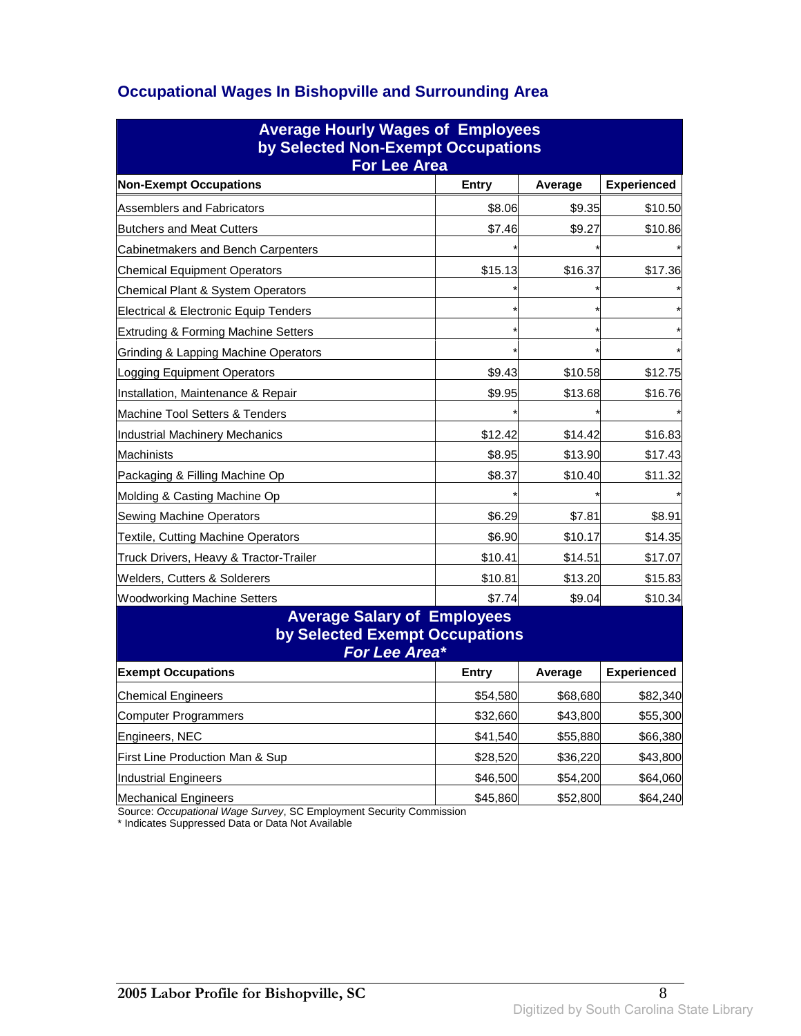## Occupational Wages In Bishopville and Surrounding Area

| Average Hourly Wages of Employees by Selected Non-Exempt Occupations For Lee Area | | | |
|---|---|---|---|
| **Non-Exempt Occupations** | **Entry** | **Average** | **Experienced** |
| Assemblers and Fabricators | $8.06 | $9.35 | $10.50 |
| Butchers and Meat Cutters | $7.46 | $9.27 | $10.86 |
| Cabinetmakers and Bench Carpenters | * | * | * |
| Chemical Equipment Operators | $15.13 | $16.37 | $17.36 |
| Chemical Plant & System Operators | * | * | * |
| Electrical & Electronic Equip Tenders | * | * | * |
| Extruding & Forming Machine Setters | * | * | * |
| Grinding & Lapping Machine Operators | * | * | * |
| Logging Equipment Operators | $9.43 | $10.58 | $12.75 |
| Installation, Maintenance & Repair | $9.95 | $13.68 | $16.76 |
| Machine Tool Setters & Tenders | * | * | * |
| Industrial Machinery Mechanics | $12.42 | $14.42 | $16.83 |
| Machinists | $8.95 | $13.90 | $17.43 |
| Packaging & Filling Machine Op | $8.37 | $10.40 | $11.32 |
| Molding & Casting Machine Op | * | * | * |
| Sewing Machine Operators | $6.29 | $7.81 | $8.91 |
| Textile, Cutting Machine Operators | $6.90 | $10.17 | $14.35 |
| Truck Drivers, Heavy & Tractor-Trailer | $10.41 | $14.51 | $17.07 |
| Welders, Cutters & Solderers | $10.81 | $13.20 | $15.83 |
| Woodworking Machine Setters | $7.74 | $9.04 | $10.34 |

| Average Salary of Employees by Selected Exempt Occupations *For Lee Area** | | | |
|---|---|---|---|
| **Exempt Occupations** | **Entry** | **Average** | **Experienced** |
| Chemical Engineers | $54,580 | $68,680 | $82,340 |
| Computer Programmers | $32,660 | $43,800 | $55,300 |
| Engineers, NEC | $41,540 | $55,880 | $66,380 |
| First Line Production Man & Sup | $28,520 | $36,220 | $43,800 |
| Industrial Engineers | $46,500 | $54,200 | $64,060 |
| Mechanical Engineers | $45,860 | $52,800 | $64,240 |

Source: *Occupational Wage Survey*, SC Employment Security Commission
* Indicates Suppressed Data or Data Not Available